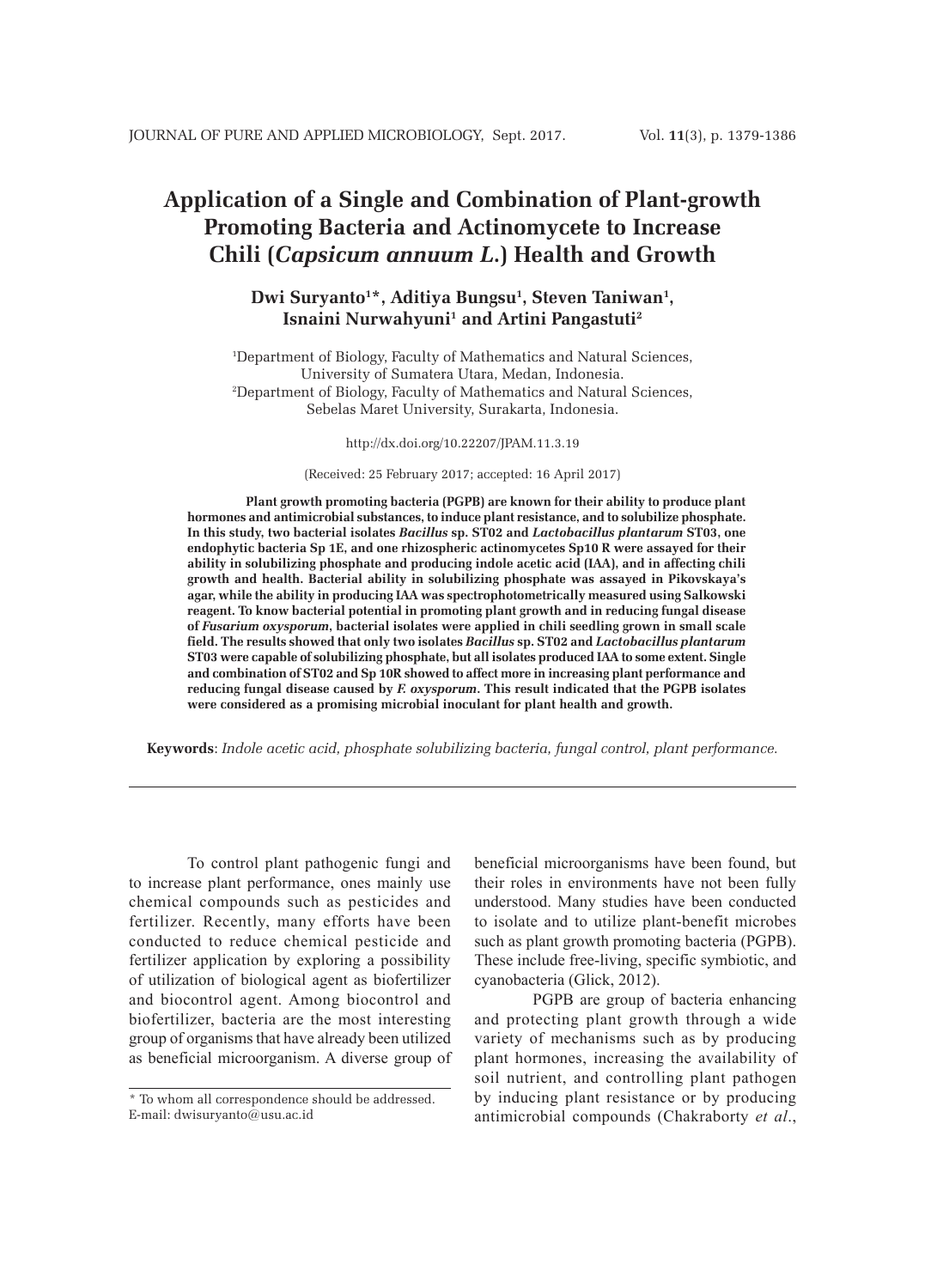# Application of a Single and Combination of Plant-growth Promoting Bacteria and Actinomycete to Increase Chili (*Capsicum annuum L.*) Health and Growth

**Dwi Suryanto[1]\*, Aditiya Bungsu[1], Steven Taniwan[1], Isnaini Nurwahyuni[1] and Artini Pangastuti[2]**

[1]Department of Biology, Faculty of Mathematics and Natural Sciences, University of Sumatera Utara, Medan, Indonesia.
[2]Department of Biology, Faculty of Mathematics and Natural Sciences, Sebelas Maret University, Surakarta, Indonesia.

http://dx.doi.org/10.22207/JPAM.11.3.19

(Received: 25 February 2017; accepted: 16 April 2017)

**Plant growth promoting bacteria (PGPB) are known for their ability to produce plant hormones and antimicrobial substances, to induce plant resistance, and to solubilize phosphate. In this study, two bacterial isolates *Bacillus* sp. ST02 and *Lactobacillus plantarum* ST03, one endophytic bacteria Sp 1E, and one rhizospheric actinomycetes Sp10 R were assayed for their ability in solubilizing phosphate and producing indole acetic acid (IAA), and in affecting chili growth and health. Bacterial ability in solubilizing phosphate was assayed in Pikovskaya's agar, while the ability in producing IAA was spectrophotometrically measured using Salkowski reagent. To know bacterial potential in promoting plant growth and in reducing fungal disease of *Fusarium oxysporum*, bacterial isolates were applied in chili seedling grown in small scale field. The results showed that only two isolates *Bacillus* sp. ST02 and *Lactobacillus plantarum* ST03 were capable of solubilizing phosphate, but all isolates produced IAA to some extent. Single and combination of ST02 and Sp 10R showed to affect more in increasing plant performance and reducing fungal disease caused by *F. oxysporum*. This result indicated that the PGPB isolates were considered as a promising microbial inoculant for plant health and growth.**

**Keywords**: *Indole acetic acid, phosphate solubilizing bacteria, fungal control, plant performance.*

---

To control plant pathogenic fungi and to increase plant performance, ones mainly use chemical compounds such as pesticides and fertilizer. Recently, many efforts have been conducted to reduce chemical pesticide and fertilizer application by exploring a possibility of utilization of biological agent as biofertilizer and biocontrol agent. Among biocontrol and biofertilizer, bacteria are the most interesting group of organisms that have already been utilized as beneficial microorganism. A diverse group of beneficial microorganisms have been found, but their roles in environments have not been fully understood. Many studies have been conducted to isolate and to utilize plant-benefit microbes such as plant growth promoting bacteria (PGPB). These include free-living, specific symbiotic, and cyanobacteria (Glick, 2012).

PGPB are group of bacteria enhancing and protecting plant growth through a wide variety of mechanisms such as by producing plant hormones, increasing the availability of soil nutrient, and controlling plant pathogen by inducing plant resistance or by producing antimicrobial compounds (Chakraborty *et al*.,

\* To whom all correspondence should be addressed.
E-mail: dwisuryanto@usu.ac.id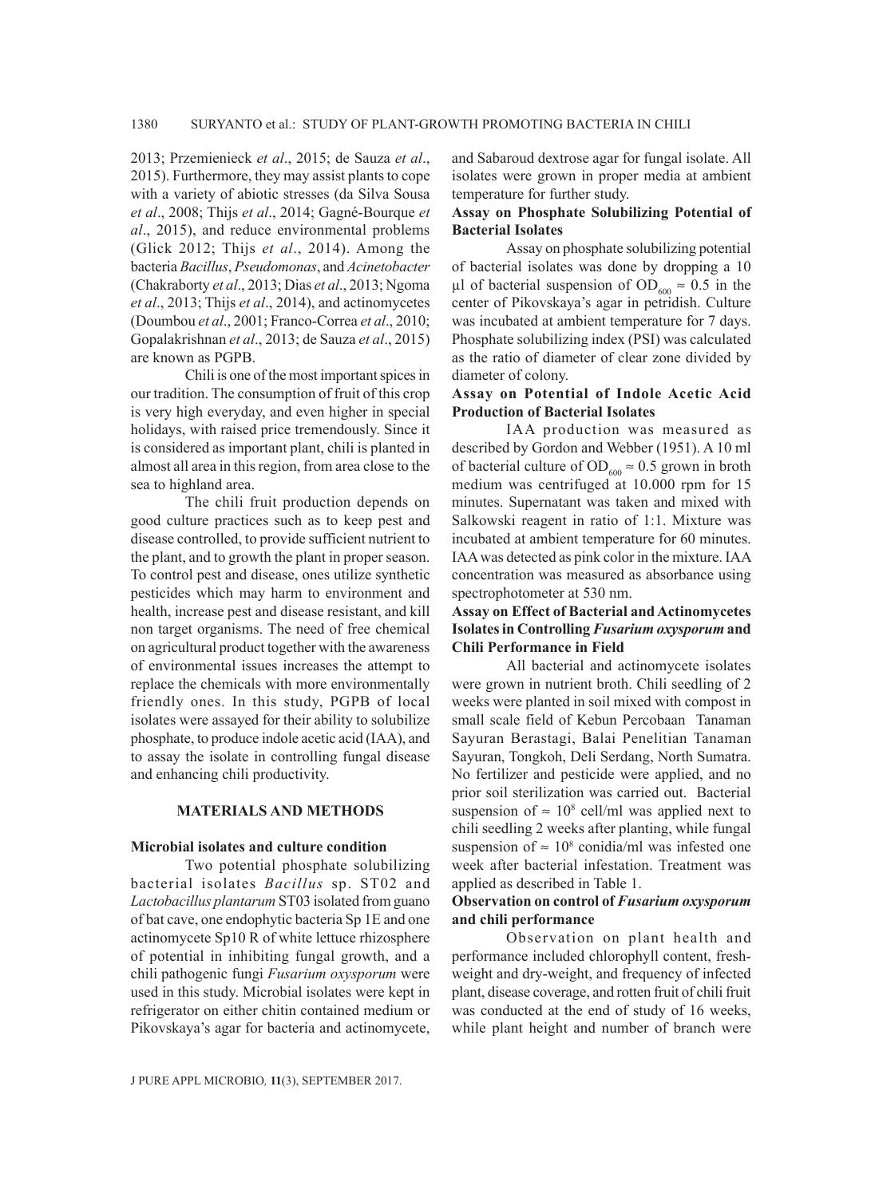2013; Przemienieck *et al*., 2015; de Sauza *et al*., 2015). Furthermore, they may assist plants to cope with a variety of abiotic stresses (da Silva Sousa *et al*., 2008; Thijs *et al*., 2014; Gagné-Bourque *et al*., 2015), and reduce environmental problems (Glick 2012; Thijs *et al*., 2014). Among the bacteria *Bacillus*, *Pseudomonas*, and *Acinetobacter* (Chakraborty *et al*., 2013; Dias *et al*., 2013; Ngoma *et al*., 2013; Thijs *et al*., 2014), and actinomycetes (Doumbou *et al*., 2001; Franco-Correa *et al*., 2010; Gopalakrishnan *et al*., 2013; de Sauza *et al*., 2015) are known as PGPB.

Chili is one of the most important spices in our tradition. The consumption of fruit of this crop is very high everyday, and even higher in special holidays, with raised price tremendously. Since it is considered as important plant, chili is planted in almost all area in this region, from area close to the sea to highland area.

The chili fruit production depends on good culture practices such as to keep pest and disease controlled, to provide sufficient nutrient to the plant, and to growth the plant in proper season. To control pest and disease, ones utilize synthetic pesticides which may harm to environment and health, increase pest and disease resistant, and kill non target organisms. The need of free chemical on agricultural product together with the awareness of environmental issues increases the attempt to replace the chemicals with more environmentally friendly ones. In this study, PGPB of local isolates were assayed for their ability to solubilize phosphate, to produce indole acetic acid (IAA), and to assay the isolate in controlling fungal disease and enhancing chili productivity.

## MATERIALS AND METHODS

### Microbial isolates and culture condition

Two potential phosphate solubilizing bacterial isolates *Bacillus* sp. ST02 and *Lactobacillus plantarum* ST03 isolated from guano of bat cave, one endophytic bacteria Sp 1E and one actinomycete Sp10 R of white lettuce rhizosphere of potential in inhibiting fungal growth, and a chili pathogenic fungi *Fusarium oxysporum* were used in this study. Microbial isolates were kept in refrigerator on either chitin contained medium or Pikovskaya's agar for bacteria and actinomycete, and Sabaroud dextrose agar for fungal isolate. All isolates were grown in proper media at ambient temperature for further study.

### Assay on Phosphate Solubilizing Potential of Bacterial Isolates

Assay on phosphate solubilizing potential of bacterial isolates was done by dropping a 10 µl of bacterial suspension of $OD_{600} \approx 0.5$ in the center of Pikovskaya's agar in petridish. Culture was incubated at ambient temperature for 7 days. Phosphate solubilizing index (PSI) was calculated as the ratio of diameter of clear zone divided by diameter of colony.

### Assay on Potential of Indole Acetic Acid Production of Bacterial Isolates

IAA production was measured as described by Gordon and Webber (1951). A 10 ml of bacterial culture of $OD_{600} \approx 0.5$ grown in broth medium was centrifuged at 10.000 rpm for 15 minutes. Supernatant was taken and mixed with Salkowski reagent in ratio of 1:1. Mixture was incubated at ambient temperature for 60 minutes. IAA was detected as pink color in the mixture. IAA concentration was measured as absorbance using spectrophotometer at 530 nm.

### Assay on Effect of Bacterial and Actinomycetes Isolates in Controlling *Fusarium oxysporum* and Chili Performance in Field

All bacterial and actinomycete isolates were grown in nutrient broth. Chili seedling of 2 weeks were planted in soil mixed with compost in small scale field of Kebun Percobaan Tanaman Sayuran Berastagi, Balai Penelitian Tanaman Sayuran, Tongkoh, Deli Serdang, North Sumatra. No fertilizer and pesticide were applied, and no prior soil sterilization was carried out. Bacterial suspension of $\approx 10^8$ cell/ml was applied next to chili seedling 2 weeks after planting, while fungal suspension of $\approx 10^8$ conidia/ml was infested one week after bacterial infestation. Treatment was applied as described in Table 1.

### Observation on control of *Fusarium oxysporum* and chili performance

Observation on plant health and performance included chlorophyll content, fresh-weight and dry-weight, and frequency of infected plant, disease coverage, and rotten fruit of chili fruit was conducted at the end of study of 16 weeks, while plant height and number of branch were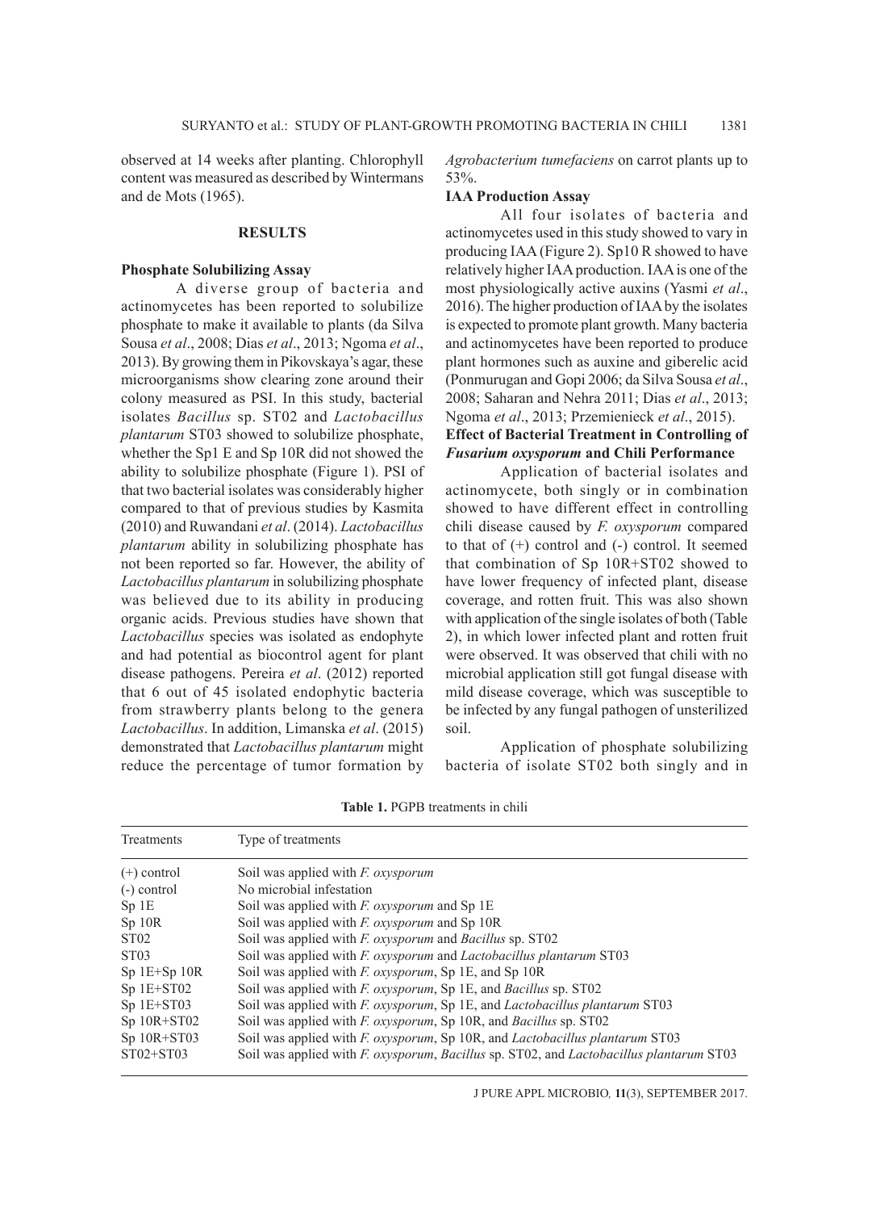observed at 14 weeks after planting. Chlorophyll content was measured as described by Wintermans and de Mots (1965).

## RESULTS

### Phosphate Solubilizing Assay

A diverse group of bacteria and actinomycetes has been reported to solubilize phosphate to make it available to plants (da Silva Sousa *et al*., 2008; Dias *et al*., 2013; Ngoma *et al*., 2013). By growing them in Pikovskaya's agar, these microorganisms show clearing zone around their colony measured as PSI. In this study, bacterial isolates *Bacillus* sp. ST02 and *Lactobacillus plantarum* ST03 showed to solubilize phosphate, whether the Sp1 E and Sp 10R did not showed the ability to solubilize phosphate (Figure 1). PSI of that two bacterial isolates was considerably higher compared to that of previous studies by Kasmita (2010) and Ruwandani *et al*. (2014). *Lactobacillus plantarum* ability in solubilizing phosphate has not been reported so far. However, the ability of *Lactobacillus plantarum* in solubilizing phosphate was believed due to its ability in producing organic acids. Previous studies have shown that *Lactobacillus* species was isolated as endophyte and had potential as biocontrol agent for plant disease pathogens. Pereira *et al*. (2012) reported that 6 out of 45 isolated endophytic bacteria from strawberry plants belong to the genera *Lactobacillus*. In addition, Limanska *et al*. (2015) demonstrated that *Lactobacillus plantarum* might reduce the percentage of tumor formation by *Agrobacterium tumefaciens* on carrot plants up to 53%.

### IAA Production Assay

All four isolates of bacteria and actinomycetes used in this study showed to vary in producing IAA (Figure 2). Sp10 R showed to have relatively higher IAA production. IAA is one of the most physiologically active auxins (Yasmi *et al*., 2016). The higher production of IAA by the isolates is expected to promote plant growth. Many bacteria and actinomycetes have been reported to produce plant hormones such as auxine and giberelic acid (Ponmurugan and Gopi 2006; da Silva Sousa *et al*., 2008; Saharan and Nehra 2011; Dias *et al*., 2013; Ngoma *et al*., 2013; Przemienieck *et al*., 2015).

### Effect of Bacterial Treatment in Controlling of *Fusarium oxysporum* and Chili Performance

Application of bacterial isolates and actinomycete, both singly or in combination showed to have different effect in controlling chili disease caused by *F. oxysporum* compared to that of (+) control and (-) control. It seemed that combination of Sp 10R+ST02 showed to have lower frequency of infected plant, disease coverage, and rotten fruit. This was also shown with application of the single isolates of both (Table 2), in which lower infected plant and rotten fruit were observed. It was observed that chili with no microbial application still got fungal disease with mild disease coverage, which was susceptible to be infected by any fungal pathogen of unsterilized soil.

Application of phosphate solubilizing bacteria of isolate ST02 both singly and in

**Table 1.** PGPB treatments in chili

| Treatments | Type of treatments |
|---|---|
| (+) control | Soil was applied with *F. oxysporum* |
| (-) control | No microbial infestation |
| Sp 1E | Soil was applied with *F. oxysporum* and Sp 1E |
| Sp 10R | Soil was applied with *F. oxysporum* and Sp 10R |
| ST02 | Soil was applied with *F. oxysporum* and *Bacillus* sp. ST02 |
| ST03 | Soil was applied with *F. oxysporum* and *Lactobacillus plantarum* ST03 |
| Sp 1E+Sp 10R | Soil was applied with *F. oxysporum*, Sp 1E, and Sp 10R |
| Sp 1E+ST02 | Soil was applied with *F. oxysporum*, Sp 1E, and *Bacillus* sp. ST02 |
| Sp 1E+ST03 | Soil was applied with *F. oxysporum*, Sp 1E, and *Lactobacillus plantarum* ST03 |
| Sp 10R+ST02 | Soil was applied with *F. oxysporum*, Sp 10R, and *Bacillus* sp. ST02 |
| Sp 10R+ST03 | Soil was applied with *F. oxysporum*, Sp 10R, and *Lactobacillus plantarum* ST03 |
| ST02+ST03 | Soil was applied with *F. oxysporum*, *Bacillus* sp. ST02, and *Lactobacillus plantarum* ST03 |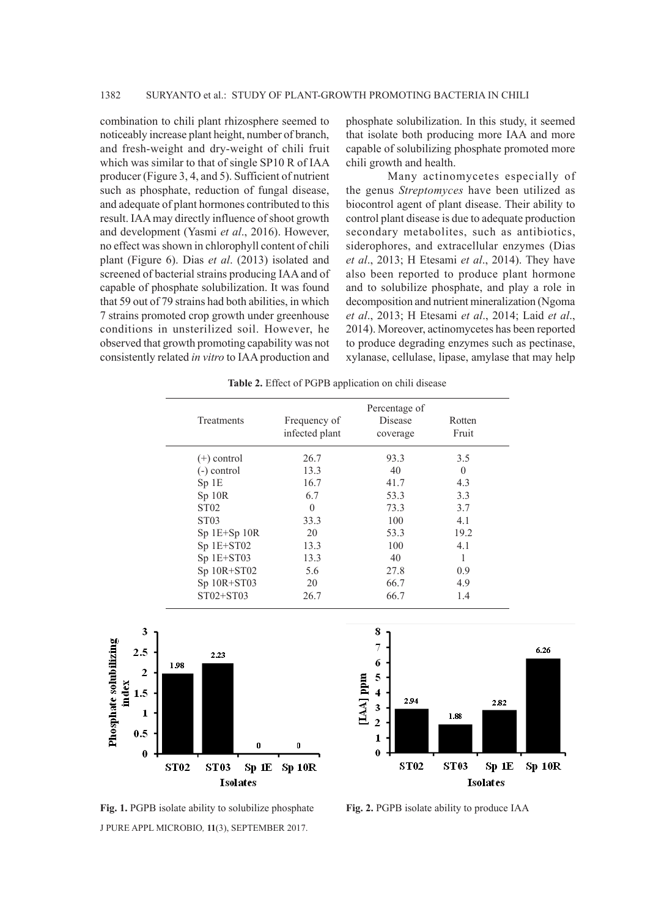combination to chili plant rhizosphere seemed to noticeably increase plant height, number of branch, and fresh-weight and dry-weight of chili fruit which was similar to that of single SP10 R of IAA producer (Figure 3, 4, and 5). Sufficient of nutrient such as phosphate, reduction of fungal disease, and adequate of plant hormones contributed to this result. IAA may directly influence of shoot growth and development (Yasmi *et al*., 2016). However, no effect was shown in chlorophyll content of chili plant (Figure 6). Dias *et al*. (2013) isolated and screened of bacterial strains producing IAA and of capable of phosphate solubilization. It was found that 59 out of 79 strains had both abilities, in which 7 strains promoted crop growth under greenhouse conditions in unsterilized soil. However, he observed that growth promoting capability was not consistently related *in vitro* to IAA production and phosphate solubilization. In this study, it seemed that isolate both producing more IAA and more capable of solubilizing phosphate promoted more chili growth and health.

Many actinomycetes especially of the genus *Streptomyces* have been utilized as biocontrol agent of plant disease. Their ability to control plant disease is due to adequate production secondary metabolites, such as antibiotics, siderophores, and extracellular enzymes (Dias *et al*., 2013; H Etesami *et al*., 2014). They have also been reported to produce plant hormone and to solubilize phosphate, and play a role in decomposition and nutrient mineralization (Ngoma *et al*., 2013; H Etesami *et al*., 2014; Laid *et al*., 2014). Moreover, actinomycetes has been reported to produce degrading enzymes such as pectinase, xylanase, cellulase, lipase, amylase that may help

**Table 2.** Effect of PGPB application on chili disease

| Treatments | Frequency of infected plant | Percentage of Disease coverage | Rotten Fruit |
|---|---|---|---|
| (+) control | 26.7 | 93.3 | 3.5 |
| (-) control | 13.3 | 40 | 0 |
| Sp 1E | 16.7 | 41.7 | 4.3 |
| Sp 10R | 6.7 | 53.3 | 3.3 |
| ST02 | 0 | 73.3 | 3.7 |
| ST03 | 33.3 | 100 | 4.1 |
| Sp 1E+Sp 10R | 20 | 53.3 | 19.2 |
| Sp 1E+ST02 | 13.3 | 100 | 4.1 |
| Sp 1E+ST03 | 13.3 | 40 | 1 |
| Sp 10R+ST02 | 5.6 | 27.8 | 0.9 |
| Sp 10R+ST03 | 20 | 66.7 | 4.9 |
| ST02+ST03 | 26.7 | 66.7 | 1.4 |

**Fig. 1.** PGPB isolate ability to solubilize phosphate

**Fig. 2.** PGPB isolate ability to produce IAA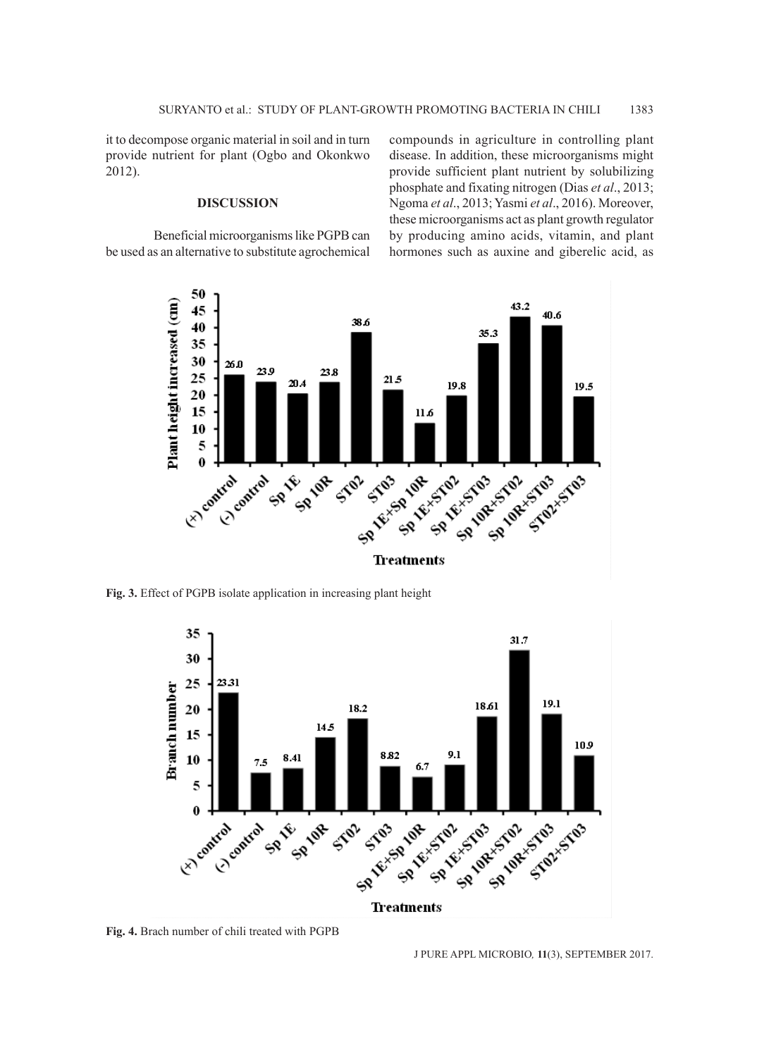it to decompose organic material in soil and in turn provide nutrient for plant (Ogbo and Okonkwo 2012).

## DISCUSSION

Beneficial microorganisms like PGPB can be used as an alternative to substitute agrochemical compounds in agriculture in controlling plant disease. In addition, these microorganisms might provide sufficient plant nutrient by solubilizing phosphate and fixating nitrogen (Dias *et al*., 2013; Ngoma *et al*., 2013; Yasmi *et al*., 2016). Moreover, these microorganisms act as plant growth regulator by producing amino acids, vitamin, and plant hormones such as auxine and giberelic acid, as

**Fig. 3.** Effect of PGPB isolate application in increasing plant height

**Fig. 4.** Brach number of chili treated with PGPB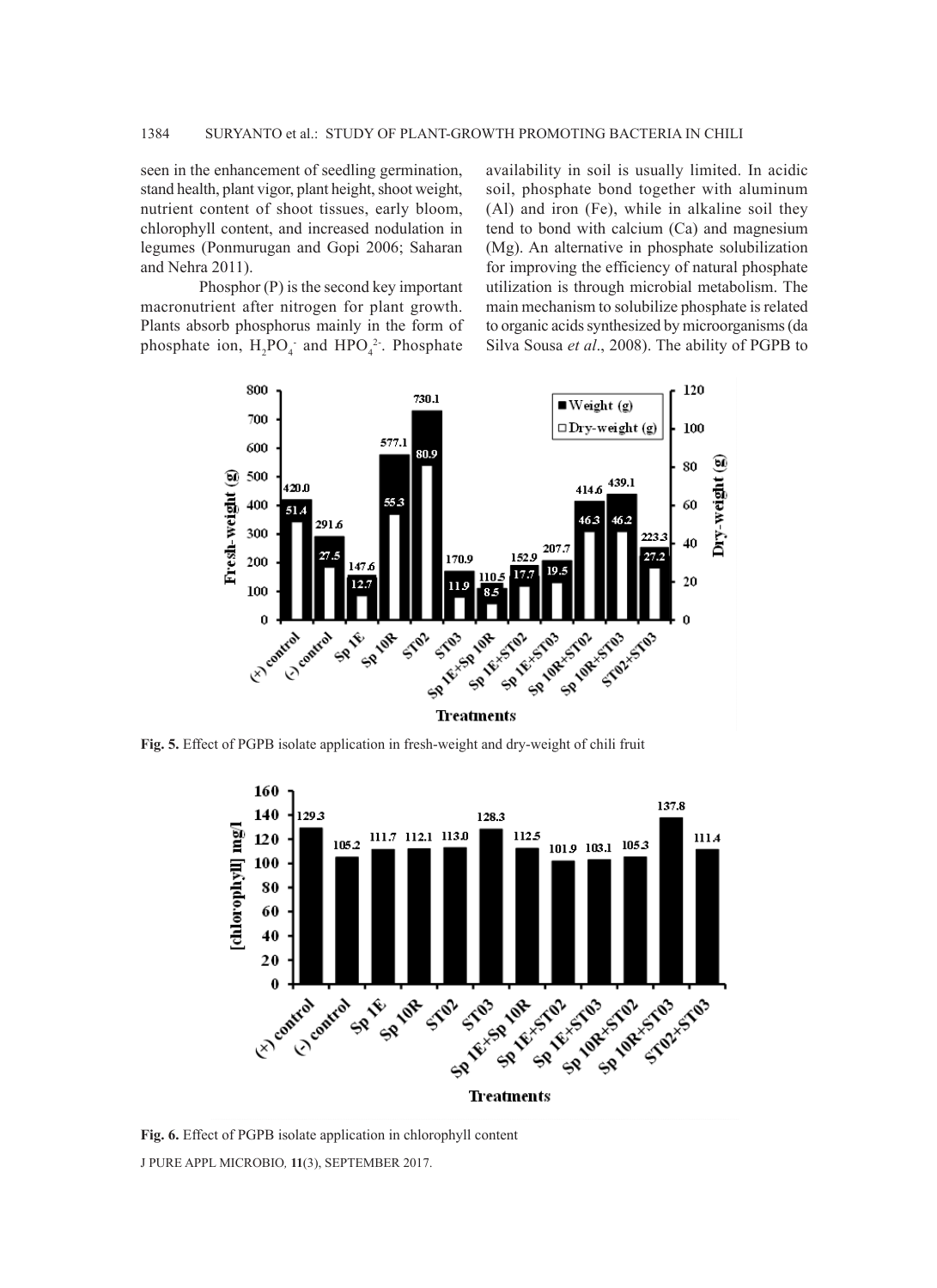seen in the enhancement of seedling germination, stand health, plant vigor, plant height, shoot weight, nutrient content of shoot tissues, early bloom, chlorophyll content, and increased nodulation in legumes (Ponmurugan and Gopi 2006; Saharan and Nehra 2011).

Phosphor (P) is the second key important macronutrient after nitrogen for plant growth. Plants absorb phosphorus mainly in the form of phosphate ion, $H_2PO_4^-$ and $HPO_4^{2-}$. Phosphate availability in soil is usually limited. In acidic soil, phosphate bond together with aluminum (Al) and iron (Fe), while in alkaline soil they tend to bond with calcium (Ca) and magnesium (Mg). An alternative in phosphate solubilization for improving the efficiency of natural phosphate utilization is through microbial metabolism. The main mechanism to solubilize phosphate is related to organic acids synthesized by microorganisms (da Silva Sousa *et al*., 2008). The ability of PGPB to

**Fig. 5.** Effect of PGPB isolate application in fresh-weight and dry-weight of chili fruit

**Fig. 6.** Effect of PGPB isolate application in chlorophyll content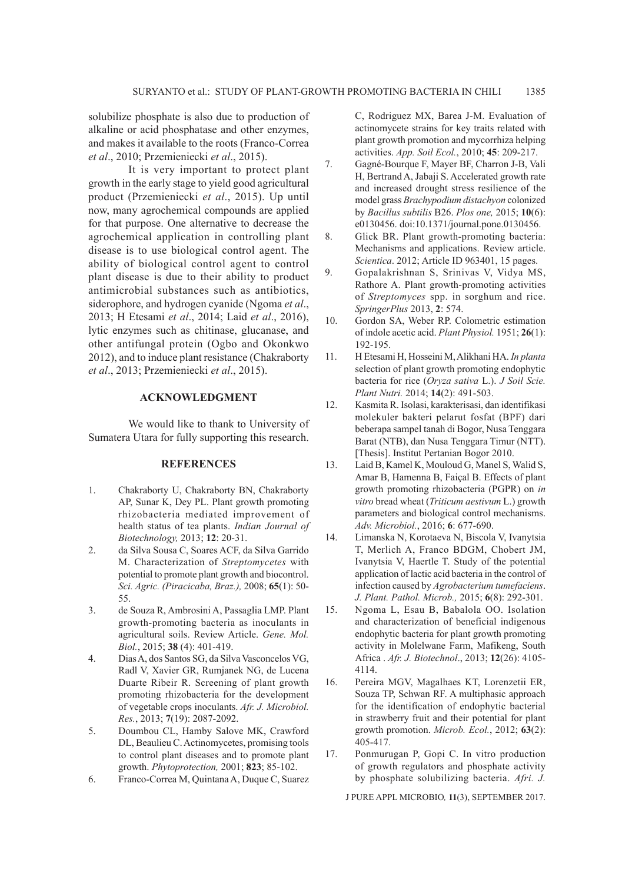solubilize phosphate is also due to production of alkaline or acid phosphatase and other enzymes, and makes it available to the roots (Franco-Correa *et al*., 2010; Przemieniecki *et al*., 2015).

It is very important to protect plant growth in the early stage to yield good agricultural product (Przemieniecki *et al*., 2015). Up until now, many agrochemical compounds are applied for that purpose. One alternative to decrease the agrochemical application in controlling plant disease is to use biological control agent. The ability of biological control agent to control plant disease is due to their ability to product antimicrobial substances such as antibiotics, siderophore, and hydrogen cyanide (Ngoma *et al*., 2013; H Etesami *et al*., 2014; Laid *et al*., 2016), lytic enzymes such as chitinase, glucanase, and other antifungal protein (Ogbo and Okonkwo 2012), and to induce plant resistance (Chakraborty *et al*., 2013; Przemieniecki *et al*., 2015).

## ACKNOWLEDGMENT

We would like to thank to University of Sumatera Utara for fully supporting this research.

## REFERENCES

1. Chakraborty U, Chakraborty BN, Chakraborty AP, Sunar K, Dey PL. Plant growth promoting rhizobacteria mediated improvement of health status of tea plants. *Indian Journal of Biotechnology,* 2013; **12**: 20-31.
2. da Silva Sousa C, Soares ACF, da Silva Garrido M. Characterization of *Streptomycetes* with potential to promote plant growth and biocontrol. *Sci. Agric. (Piracicaba, Braz.),* 2008; **65**(1): 50-55.
3. de Souza R, Ambrosini A, Passaglia LMP. Plant growth-promoting bacteria as inoculants in agricultural soils. Review Article. *Gene. Mol. Biol.*, 2015; **38** (4): 401-419.
4. Dias A, dos Santos SG, da Silva Vasconcelos VG, Radl V, Xavier GR, Rumjanek NG, de Lucena Duarte Ribeir R. Screening of plant growth promoting rhizobacteria for the development of vegetable crops inoculants. *Afr. J. Microbiol. Res.*, 2013; **7**(19): 2087-2092.
5. Doumbou CL, Hamby Salove MK, Crawford DL, Beaulieu C. Actinomycetes, promising tools to control plant diseases and to promote plant growth. *Phytoprotection,* 2001; **823**; 85-102.
6. Franco-Correa M, Quintana A, Duque C, Suarez C, Rodriguez MX, Barea J-M. Evaluation of actinomycete strains for key traits related with plant growth promotion and mycorrhiza helping activities. *App. Soil Ecol.*, 2010; **45**: 209-217.
7. Gagné-Bourque F, Mayer BF, Charron J-B, Vali H, Bertrand A, Jabaji S. Accelerated growth rate and increased drought stress resilience of the model grass *Brachypodium distachyon* colonized by *Bacillus subtilis* B26. *Plos one,* 2015; **10**(6): e0130456. doi:10.1371/journal.pone.0130456.
8. Glick BR. Plant growth-promoting bacteria: Mechanisms and applications. Review article. *Scientica*. 2012; Article ID 963401, 15 pages.
9. Gopalakrishnan S, Srinivas V, Vidya MS, Rathore A. Plant growth-promoting activities of *Streptomyces* spp. in sorghum and rice. *SpringerPlus* 2013, **2**: 574.
10. Gordon SA, Weber RP. Colometric estimation of indole acetic acid. *Plant Physiol.* 1951; **26**(1): 192-195.
11. H Etesami H, Hosseini M, Alikhani HA. *In planta* selection of plant growth promoting endophytic bacteria for rice (*Oryza sativa* L.). *J Soil Scie. Plant Nutri.* 2014; **14**(2): 491-503.
12. Kasmita R. Isolasi, karakterisasi, dan identifikasi molekuler bakteri pelarut fosfat (BPF) dari beberapa sampel tanah di Bogor, Nusa Tenggara Barat (NTB), dan Nusa Tenggara Timur (NTT). [Thesis]. Institut Pertanian Bogor 2010.
13. Laid B, Kamel K, Mouloud G, Manel S, Walid S, Amar B, Hamenna B, Faiçal B. Effects of plant growth promoting rhizobacteria (PGPR) on *in vitro* bread wheat (*Triticum aestivum* L.) growth parameters and biological control mechanisms. *Adv. Microbiol.*, 2016; **6**: 677-690.
14. Limanska N, Korotaeva N, Biscola V, Ivanytsia T, Merlich A, Franco BDGM, Chobert JM, Ivanytsia V, Haertle T. Study of the potential application of lactic acid bacteria in the control of infection caused by *Agrobacterium tumefaciens*. *J. Plant. Pathol. Microb.,* 2015; **6**(8): 292-301.
15. Ngoma L, Esau B, Babalola OO. Isolation and characterization of beneficial indigenous endophytic bacteria for plant growth promoting activity in Molelwane Farm, Mafikeng, South Africa . *Afr. J. Biotechnol*., 2013; **12**(26): 4105-4114.
16. Pereira MGV, Magalhaes KT, Lorenzetii ER, Souza TP, Schwan RF. A multiphasic approach for the identification of endophytic bacterial in strawberry fruit and their potential for plant growth promotion. *Microb. Ecol.*, 2012; **63**(2): 405-417.
17. Ponmurugan P, Gopi C. In vitro production of growth regulators and phosphate activity by phosphate solubilizing bacteria. *Afri. J.*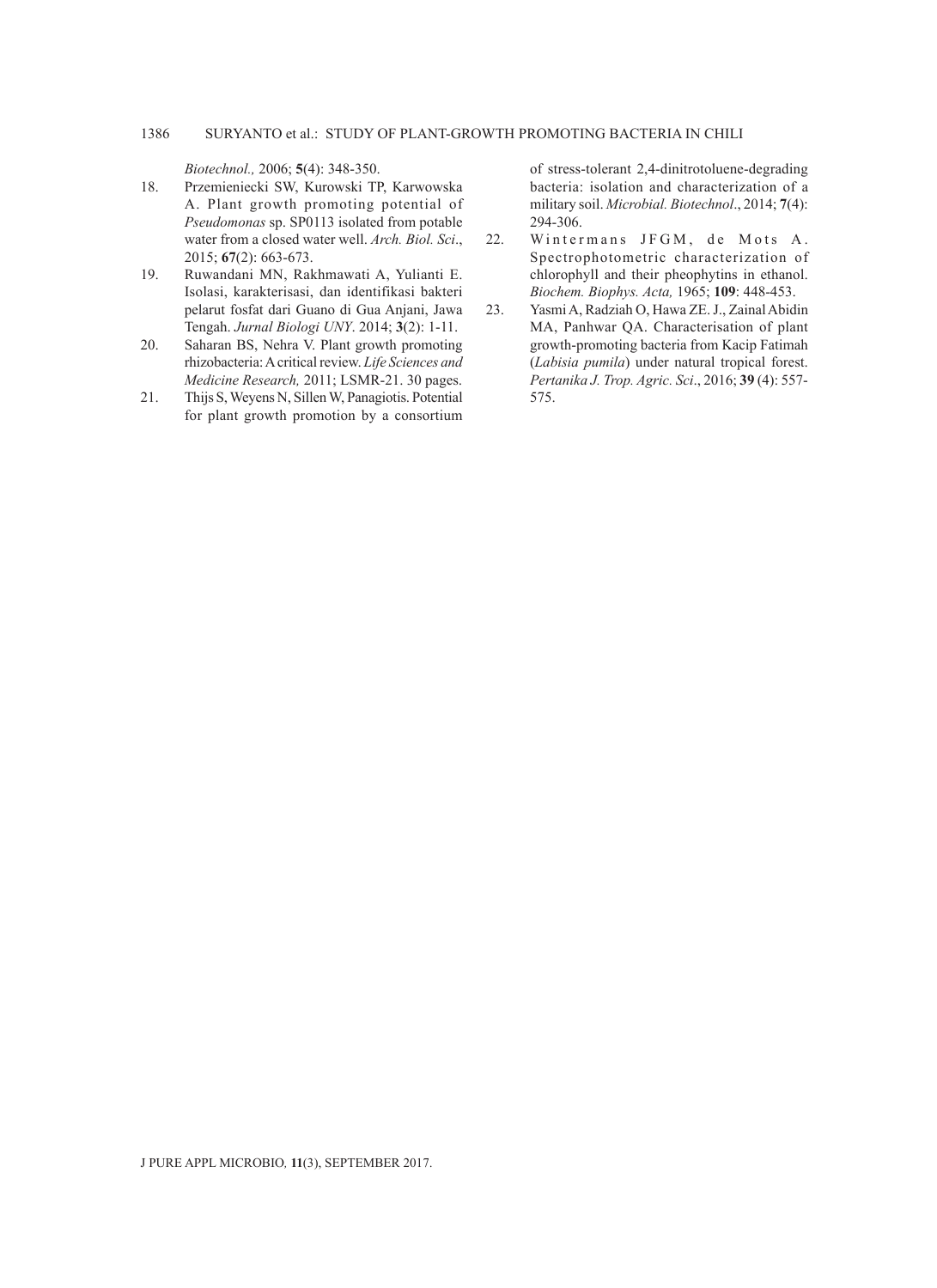*Biotechnol.,* 2006; **5**(4): 348-350.

18. Przemieniecki SW, Kurowski TP, Karwowska A. Plant growth promoting potential of *Pseudomonas* sp. SP0113 isolated from potable water from a closed water well. *Arch. Biol. Sci*., 2015; **67**(2): 663-673.
19. Ruwandani MN, Rakhmawati A, Yulianti E. Isolasi, karakterisasi, dan identifikasi bakteri pelarut fosfat dari Guano di Gua Anjani, Jawa Tengah. *Jurnal Biologi UNY*. 2014; **3**(2): 1-11.
20. Saharan BS, Nehra V. Plant growth promoting rhizobacteria: A critical review. *Life Sciences and Medicine Research,* 2011; LSMR-21. 30 pages.
21. Thijs S, Weyens N, Sillen W, Panagiotis. Potential for plant growth promotion by a consortium of stress-tolerant 2,4-dinitrotoluene-degrading bacteria: isolation and characterization of a military soil. *Microbial. Biotechnol*., 2014; **7**(4): 294-306.
22. Wintermans JFGM, de Mots A. Spectrophotometric characterization of chlorophyll and their pheophytins in ethanol. *Biochem. Biophys. Acta,* 1965; **109**: 448-453.
23. Yasmi A, Radziah O, Hawa ZE. J., Zainal Abidin MA, Panhwar QA. Characterisation of plant growth-promoting bacteria from Kacip Fatimah (*Labisia pumila*) under natural tropical forest. *Pertanika J. Trop. Agric. Sci*., 2016; **39** (4): 557-575.